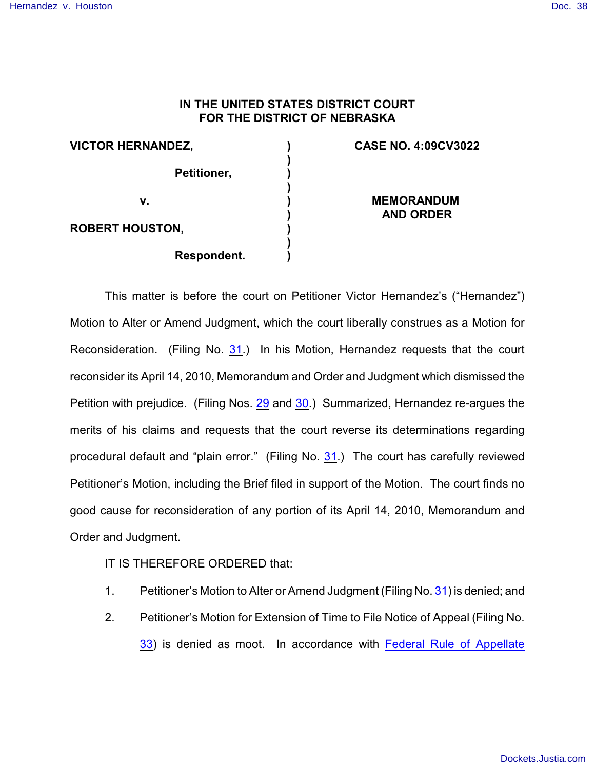**IN THE UNITED STATES DISTRICT COURT**
**FOR THE DISTRICT OF NEBRASKA**

| | | |
|---|---|---|
| **VICTOR HERNANDEZ,** | ) | **CASE NO. 4:09CV3022** |
| | ) | |
| **Petitioner,** | ) | |
| | ) | |
| **v.** | ) | **MEMORANDUM AND ORDER** |
| | ) | |
| **ROBERT HOUSTON,** | ) | |
| | ) | |
| **Respondent.** | ) | |

This matter is before the court on Petitioner Victor Hernandez's ("Hernandez") Motion to Alter or Amend Judgment, which the court liberally construes as a Motion for Reconsideration. (Filing No. 31.) In his Motion, Hernandez requests that the court reconsider its April 14, 2010, Memorandum and Order and Judgment which dismissed the Petition with prejudice. (Filing Nos. 29 and 30.) Summarized, Hernandez re-argues the merits of his claims and requests that the court reverse its determinations regarding procedural default and "plain error." (Filing No. 31.) The court has carefully reviewed Petitioner's Motion, including the Brief filed in support of the Motion. The court finds no good cause for reconsideration of any portion of its April 14, 2010, Memorandum and Order and Judgment.

IT IS THEREFORE ORDERED that:

1. Petitioner's Motion to Alter or Amend Judgment (Filing No. 31) is denied; and
2. Petitioner's Motion for Extension of Time to File Notice of Appeal (Filing No. 33) is denied as moot. In accordance with Federal Rule of Appellate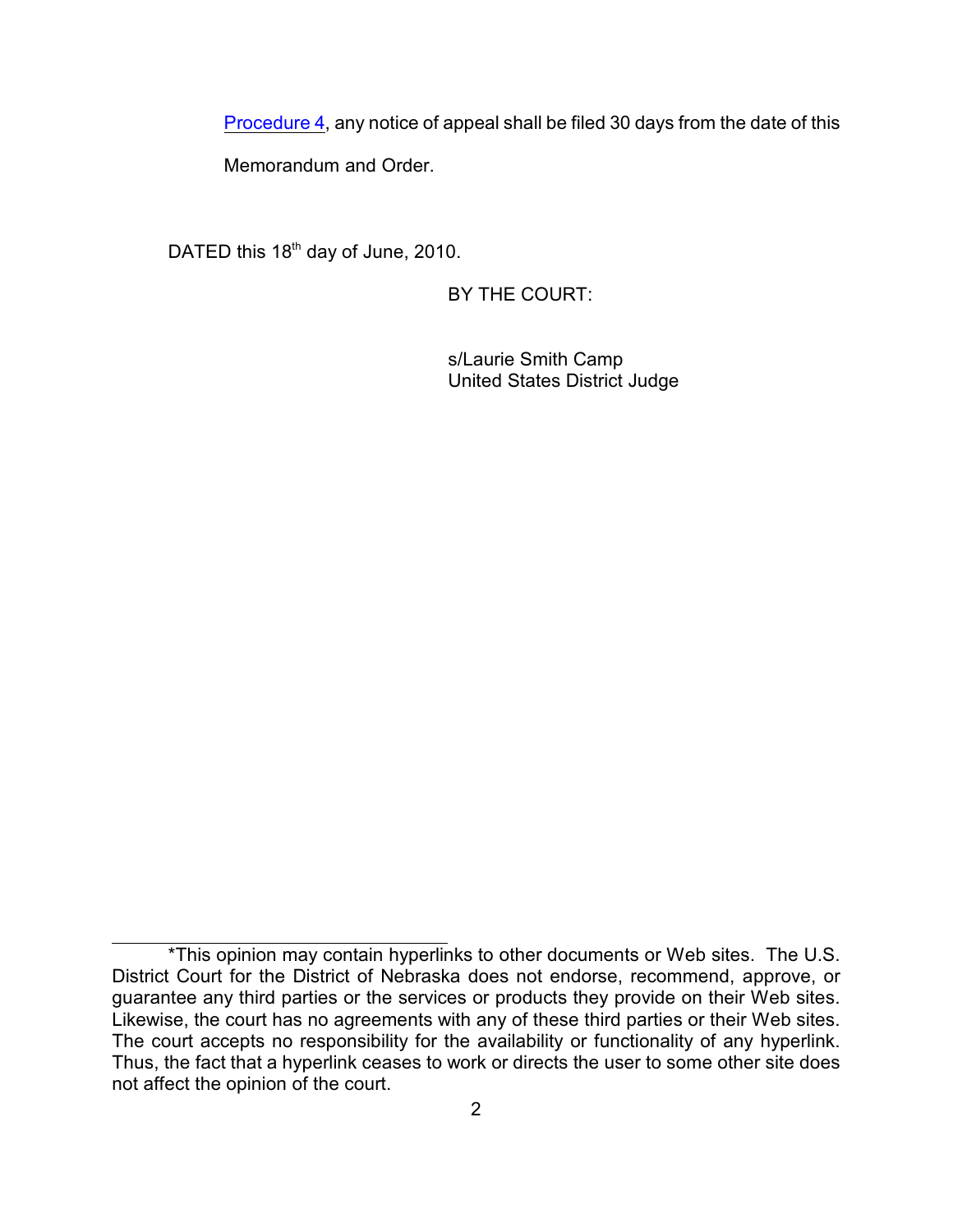Procedure 4, any notice of appeal shall be filed 30 days from the date of this Memorandum and Order.

DATED this 18th day of June, 2010.

BY THE COURT:

s/Laurie Smith Camp
United States District Judge

---

*This opinion may contain hyperlinks to other documents or Web sites. The U.S. District Court for the District of Nebraska does not endorse, recommend, approve, or guarantee any third parties or the services or products they provide on their Web sites. Likewise, the court has no agreements with any of these third parties or their Web sites. The court accepts no responsibility for the availability or functionality of any hyperlink. Thus, the fact that a hyperlink ceases to work or directs the user to some other site does not affect the opinion of the court.